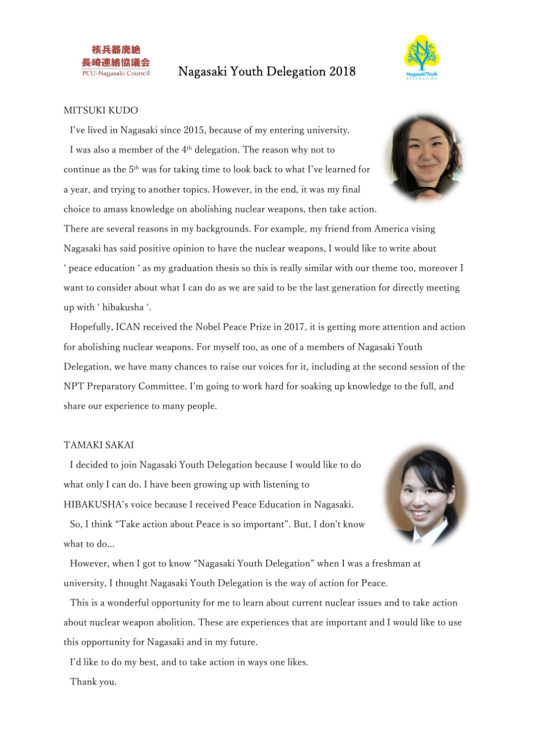# Nagasaki Youth Delegation 2018

## MITSUKI KUDO

I've lived in Nagasaki since 2015, because of my entering university.

I was also a member of the 4th delegation. The reason why not to continue as the 5th was for taking time to look back to what I've learned for a year, and trying to another topics. However, in the end, it was my final choice to amass knowledge on abolishing nuclear weapons, then take action. There are several reasons in my backgrounds. For example, my friend from America vising Nagasaki has said positive opinion to have the nuclear weapons, I would like to write about ' peace education ' as my graduation thesis so this is really similar with our theme too, moreover I want to consider about what I can do as we are said to be the last generation for directly meeting up with ' hibakusha '.

Hopefully, ICAN received the Nobel Peace Prize in 2017, it is getting more attention and action for abolishing nuclear weapons. For myself too, as one of a members of Nagasaki Youth Delegation, we have many chances to raise our voices for it, including at the second session of the NPT Preparatory Committee. I'm going to work hard for soaking up knowledge to the full, and share our experience to many people.

## TAMAKI SAKAI

I decided to join Nagasaki Youth Delegation because I would like to do what only I can do. I have been growing up with listening to HIBAKUSHA's voice because I received Peace Education in Nagasaki.

So, I think "Take action about Peace is so important". But, I don't know what to do...

However, when I got to know "Nagasaki Youth Delegation" when I was a freshman at university, I thought Nagasaki Youth Delegation is the way of action for Peace.

This is a wonderful opportunity for me to learn about current nuclear issues and to take action about nuclear weapon abolition. These are experiences that are important and I would like to use this opportunity for Nagasaki and in my future.

I'd like to do my best, and to take action in ways one likes.

Thank you.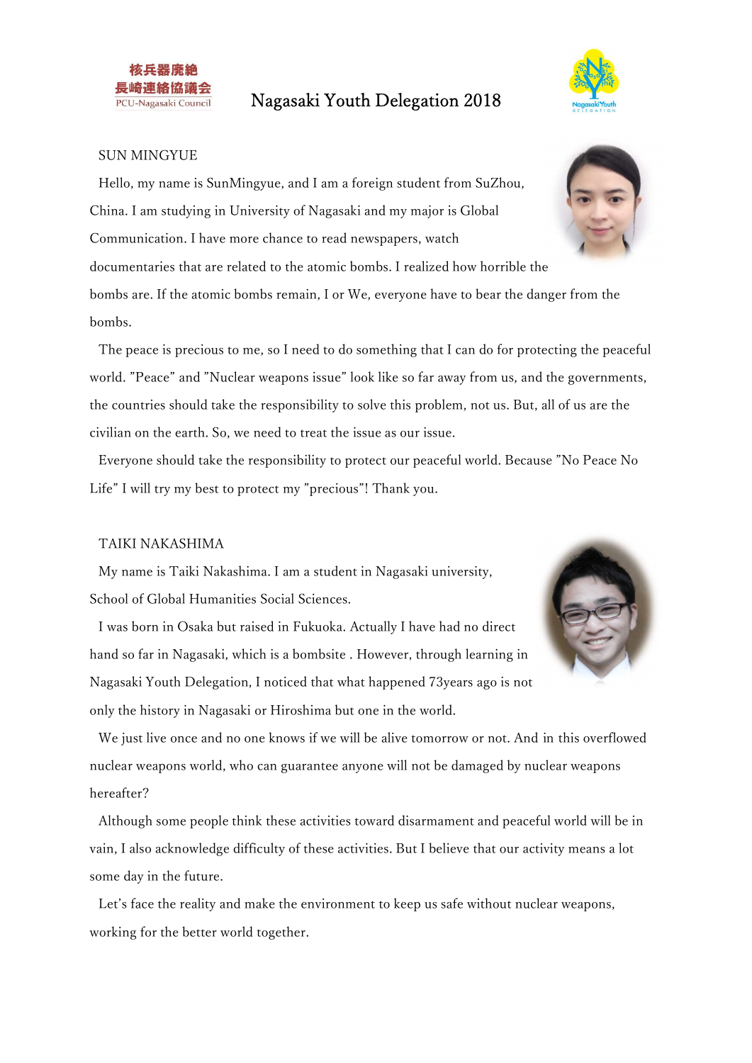# Nagasaki Youth Delegation 2018

## SUN MINGYUE

Hello, my name is SunMingyue, and I am a foreign student from SuZhou, China. I am studying in University of Nagasaki and my major is Global Communication. I have more chance to read newspapers, watch documentaries that are related to the atomic bombs. I realized how horrible the bombs are. If the atomic bombs remain, I or We, everyone have to bear the danger from the bombs.

The peace is precious to me, so I need to do something that I can do for protecting the peaceful world. "Peace" and "Nuclear weapons issue" look like so far away from us, and the governments, the countries should take the responsibility to solve this problem, not us. But, all of us are the civilian on the earth. So, we need to treat the issue as our issue.

Everyone should take the responsibility to protect our peaceful world. Because "No Peace No Life" I will try my best to protect my "precious"! Thank you.

## TAIKI NAKASHIMA

My name is Taiki Nakashima. I am a student in Nagasaki university, School of Global Humanities Social Sciences.

I was born in Osaka but raised in Fukuoka. Actually I have had no direct hand so far in Nagasaki, which is a bombsite . However, through learning in Nagasaki Youth Delegation, I noticed that what happened 73years ago is not only the history in Nagasaki or Hiroshima but one in the world.

We just live once and no one knows if we will be alive tomorrow or not. And in this overflowed nuclear weapons world, who can guarantee anyone will not be damaged by nuclear weapons hereafter?

Although some people think these activities toward disarmament and peaceful world will be in vain, I also acknowledge difficulty of these activities. But I believe that our activity means a lot some day in the future.

Let's face the reality and make the environment to keep us safe without nuclear weapons, working for the better world together.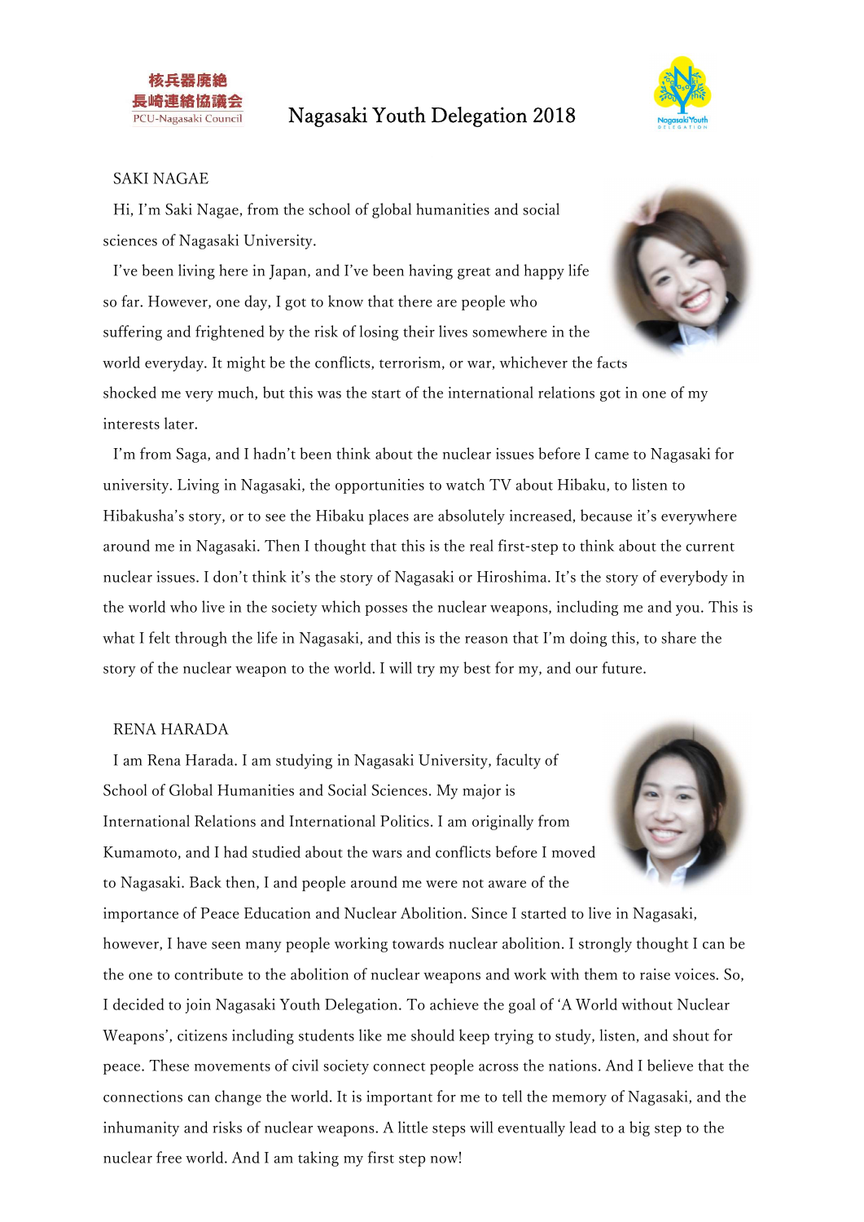# Nagasaki Youth Delegation 2018

## SAKI NAGAE

Hi, I'm Saki Nagae, from the school of global humanities and social sciences of Nagasaki University.

I've been living here in Japan, and I've been having great and happy life so far. However, one day, I got to know that there are people who suffering and frightened by the risk of losing their lives somewhere in the world everyday. It might be the conflicts, terrorism, or war, whichever the facts shocked me very much, but this was the start of the international relations got in one of my interests later.

I'm from Saga, and I hadn't been think about the nuclear issues before I came to Nagasaki for university. Living in Nagasaki, the opportunities to watch TV about Hibaku, to listen to Hibakusha's story, or to see the Hibaku places are absolutely increased, because it's everywhere around me in Nagasaki. Then I thought that this is the real first-step to think about the current nuclear issues. I don't think it's the story of Nagasaki or Hiroshima. It's the story of everybody in the world who live in the society which posses the nuclear weapons, including me and you. This is what I felt through the life in Nagasaki, and this is the reason that I'm doing this, to share the story of the nuclear weapon to the world. I will try my best for my, and our future.

## RENA HARADA

I am Rena Harada. I am studying in Nagasaki University, faculty of School of Global Humanities and Social Sciences. My major is International Relations and International Politics. I am originally from Kumamoto, and I had studied about the wars and conflicts before I moved to Nagasaki. Back then, I and people around me were not aware of the importance of Peace Education and Nuclear Abolition. Since I started to live in Nagasaki, however, I have seen many people working towards nuclear abolition. I strongly thought I can be the one to contribute to the abolition of nuclear weapons and work with them to raise voices. So, I decided to join Nagasaki Youth Delegation. To achieve the goal of 'A World without Nuclear Weapons', citizens including students like me should keep trying to study, listen, and shout for peace. These movements of civil society connect people across the nations. And I believe that the connections can change the world. It is important for me to tell the memory of Nagasaki, and the inhumanity and risks of nuclear weapons. A little steps will eventually lead to a big step to the nuclear free world. And I am taking my first step now!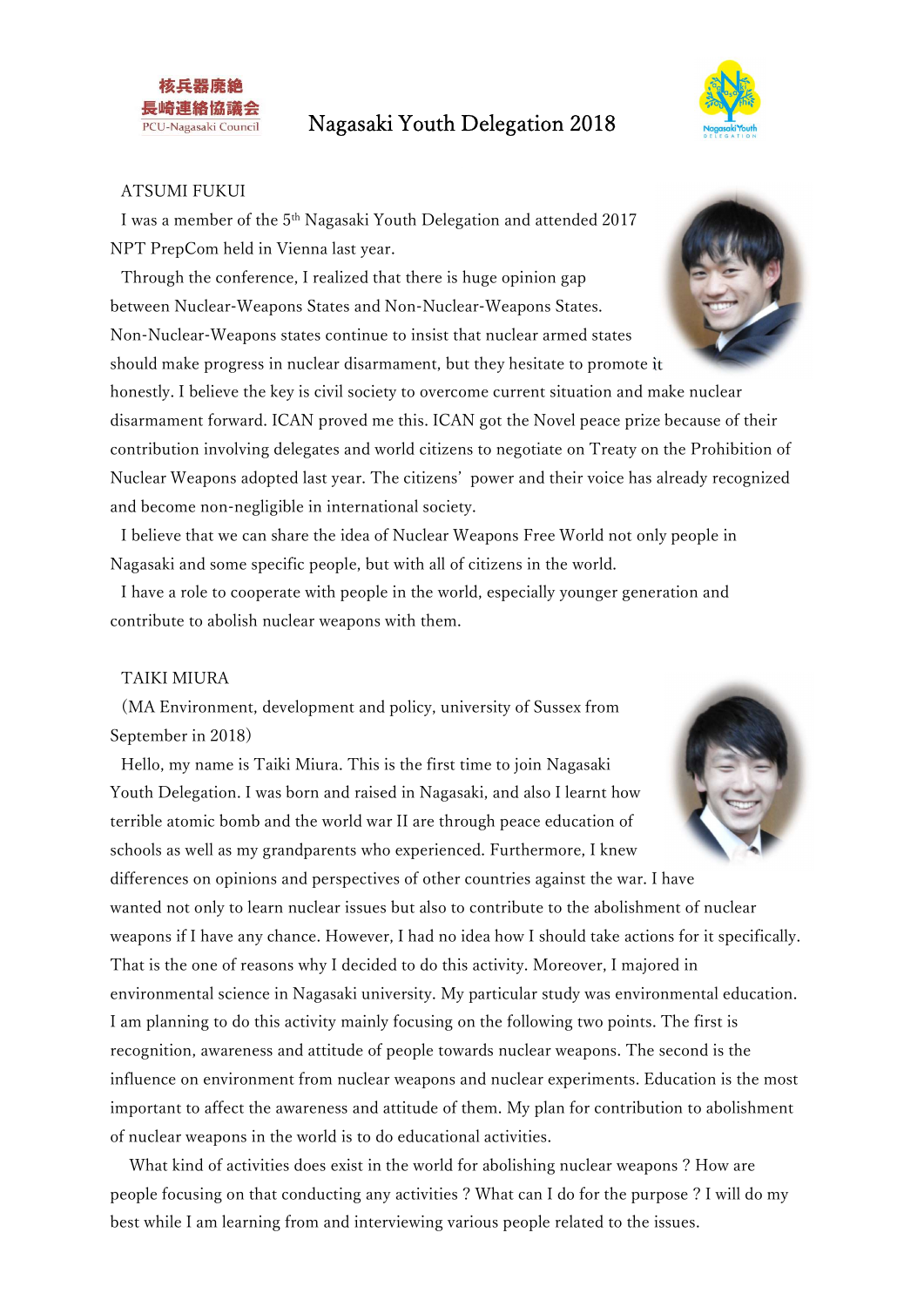核兵器廃絶
長崎連絡協議会
PCU-Nagasaki Council

# Nagasaki Youth Delegation 2018

## ATSUMI FUKUI

I was a member of the 5th Nagasaki Youth Delegation and attended 2017 NPT PrepCom held in Vienna last year.

Through the conference, I realized that there is huge opinion gap between Nuclear-Weapons States and Non-Nuclear-Weapons States. Non-Nuclear-Weapons states continue to insist that nuclear armed states should make progress in nuclear disarmament, but they hesitate to promote it honestly. I believe the key is civil society to overcome current situation and make nuclear disarmament forward. ICAN proved me this. ICAN got the Novel peace prize because of their contribution involving delegates and world citizens to negotiate on Treaty on the Prohibition of Nuclear Weapons adopted last year. The citizens' power and their voice has already recognized and become non-negligible in international society.

I believe that we can share the idea of Nuclear Weapons Free World not only people in Nagasaki and some specific people, but with all of citizens in the world.

I have a role to cooperate with people in the world, especially younger generation and contribute to abolish nuclear weapons with them.

## TAIKI MIURA

(MA Environment, development and policy, university of Sussex from September in 2018)

Hello, my name is Taiki Miura. This is the first time to join Nagasaki Youth Delegation. I was born and raised in Nagasaki, and also I learnt how terrible atomic bomb and the world war II are through peace education of schools as well as my grandparents who experienced. Furthermore, I knew differences on opinions and perspectives of other countries against the war. I have wanted not only to learn nuclear issues but also to contribute to the abolishment of nuclear weapons if I have any chance. However, I had no idea how I should take actions for it specifically. That is the one of reasons why I decided to do this activity. Moreover, I majored in environmental science in Nagasaki university. My particular study was environmental education. I am planning to do this activity mainly focusing on the following two points. The first is recognition, awareness and attitude of people towards nuclear weapons. The second is the influence on environment from nuclear weapons and nuclear experiments. Education is the most important to affect the awareness and attitude of them. My plan for contribution to abolishment of nuclear weapons in the world is to do educational activities.

What kind of activities does exist in the world for abolishing nuclear weapons ? How are people focusing on that conducting any activities ? What can I do for the purpose ? I will do my best while I am learning from and interviewing various people related to the issues.